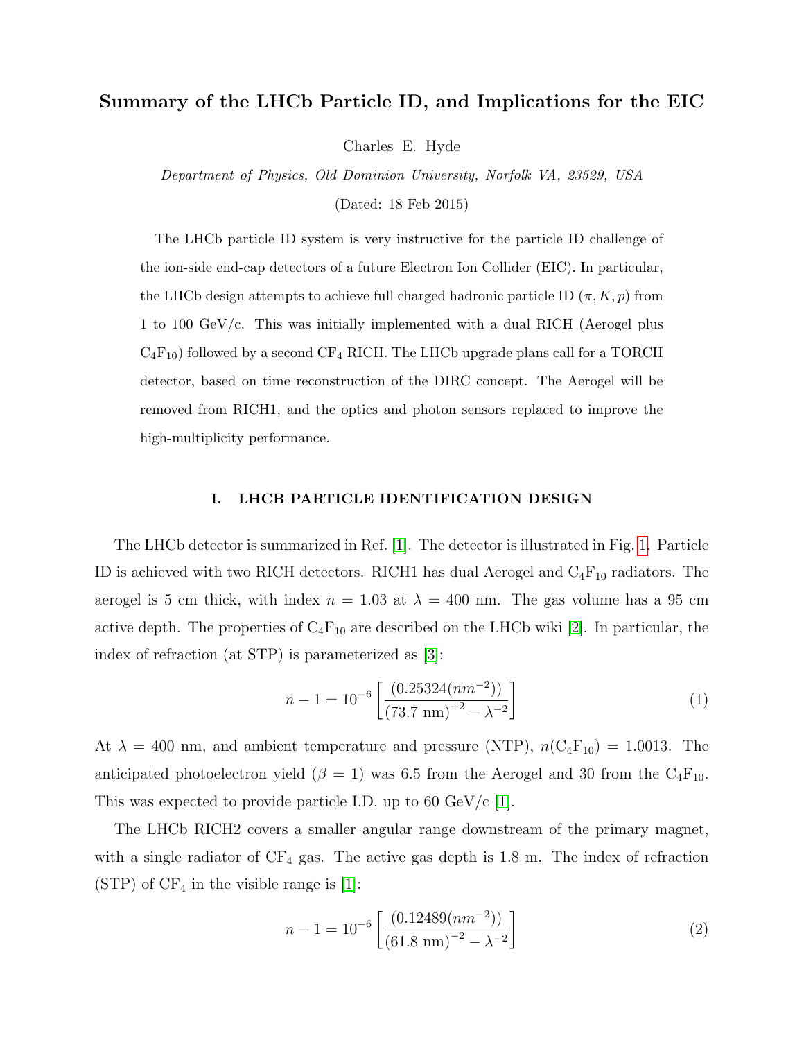# Summary of the LHCb Particle ID, and Implications for the EIC

Charles E. Hyde

*Department of Physics, Old Dominion University, Norfolk VA, 23529, USA*

(Dated: 18 Feb 2015)

The LHCb particle ID system is very instructive for the particle ID challenge of the ion-side end-cap detectors of a future Electron Ion Collider (EIC). In particular, the LHCb design attempts to achieve full charged hadronic particle ID ($\pi, K, p$) from 1 to 100 GeV/c. This was initially implemented with a dual RICH (Aerogel plus $C_4F_{10}$) followed by a second $CF_4$ RICH. The LHCb upgrade plans call for a TORCH detector, based on time reconstruction of the DIRC concept. The Aerogel will be removed from RICH1, and the optics and photon sensors replaced to improve the high-multiplicity performance.

## I. LHCB PARTICLE IDENTIFICATION DESIGN

The LHCb detector is summarized in Ref. [1]. The detector is illustrated in Fig. 1. Particle ID is achieved with two RICH detectors. RICH1 has dual Aerogel and $C_4F_{10}$ radiators. The aerogel is 5 cm thick, with index $n = 1.03$ at $\lambda = 400$ nm. The gas volume has a 95 cm active depth. The properties of $C_4F_{10}$ are described on the LHCb wiki [2]. In particular, the index of refraction (at STP) is parameterized as [3]:

$$n - 1 = 10^{-6}\left[\frac{(0.25324(nm^{-2}))}{(73.7\text{ nm})^{-2} - \lambda^{-2}}\right] \tag{1}$$

At $\lambda = 400$ nm, and ambient temperature and pressure (NTP), $n(C_4F_{10}) = 1.0013$. The anticipated photoelectron yield ($\beta = 1$) was 6.5 from the Aerogel and 30 from the $C_4F_{10}$. This was expected to provide particle I.D. up to 60 GeV/c [1].

The LHCb RICH2 covers a smaller angular range downstream of the primary magnet, with a single radiator of $CF_4$ gas. The active gas depth is 1.8 m. The index of refraction (STP) of $CF_4$ in the visible range is [1]:

$$n - 1 = 10^{-6}\left[\frac{(0.12489(nm^{-2}))}{(61.8\text{ nm})^{-2} - \lambda^{-2}}\right] \tag{2}$$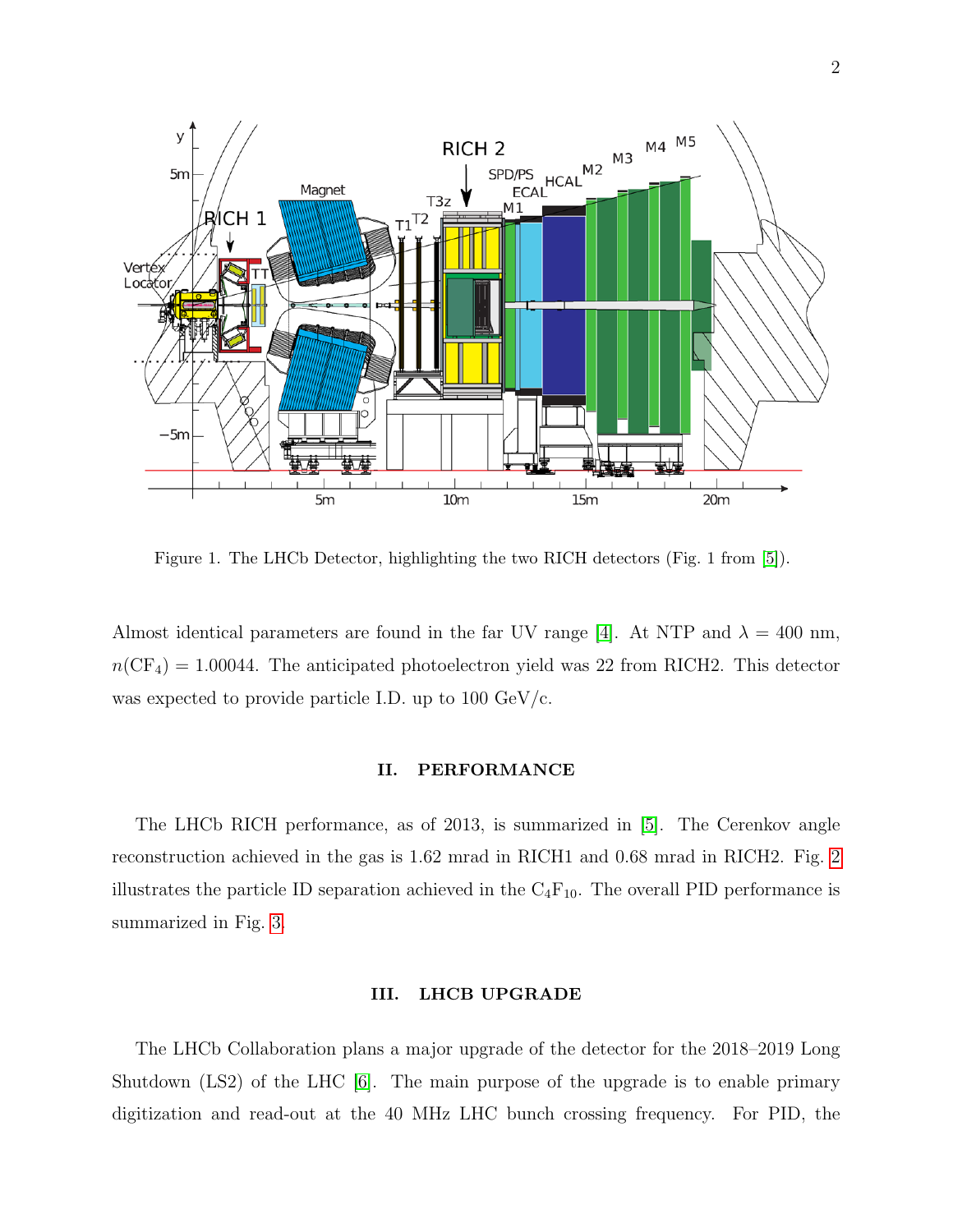Figure 1. The LHCb Detector, highlighting the two RICH detectors (Fig. 1 from [5]).

Almost identical parameters are found in the far UV range [4]. At NTP and $\lambda = 400$ nm, $n(CF_4) = 1.00044$. The anticipated photoelectron yield was 22 from RICH2. This detector was expected to provide particle I.D. up to 100 GeV/c.

## II. PERFORMANCE

The LHCb RICH performance, as of 2013, is summarized in [5]. The Cerenkov angle reconstruction achieved in the gas is 1.62 mrad in RICH1 and 0.68 mrad in RICH2. Fig. 2 illustrates the particle ID separation achieved in the $C_4F_{10}$. The overall PID performance is summarized in Fig. 3.

## III. LHCB UPGRADE

The LHCb Collaboration plans a major upgrade of the detector for the 2018–2019 Long Shutdown (LS2) of the LHC [6]. The main purpose of the upgrade is to enable primary digitization and read-out at the 40 MHz LHC bunch crossing frequency. For PID, the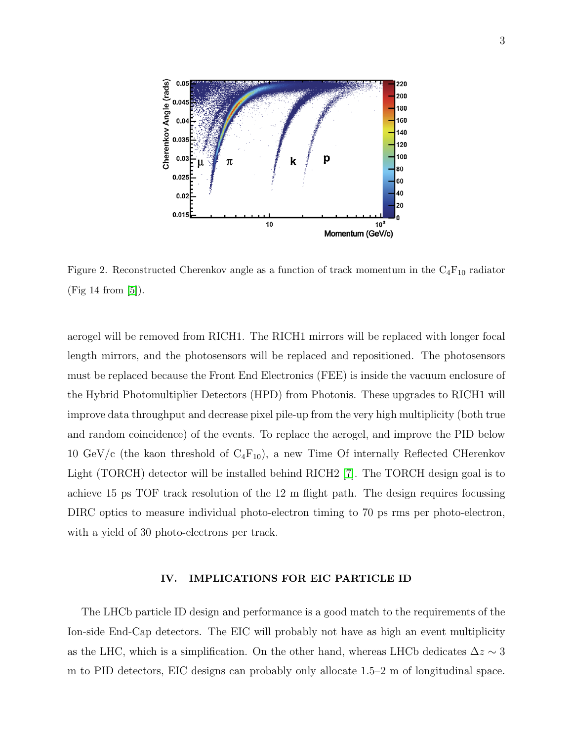Figure 2. Reconstructed Cherenkov angle as a function of track momentum in the $C_4F_{10}$ radiator (Fig 14 from [5]).

aerogel will be removed from RICH1. The RICH1 mirrors will be replaced with longer focal length mirrors, and the photosensors will be replaced and repositioned. The photosensors must be replaced because the Front End Electronics (FEE) is inside the vacuum enclosure of the Hybrid Photomultiplier Detectors (HPD) from Photonis. These upgrades to RICH1 will improve data throughput and decrease pixel pile-up from the very high multiplicity (both true and random coincidence) of the events. To replace the aerogel, and improve the PID below 10 GeV/c (the kaon threshold of $C_4F_{10}$), a new Time Of internally Reflected CHerenkov Light (TORCH) detector will be installed behind RICH2 [7]. The TORCH design goal is to achieve 15 ps TOF track resolution of the 12 m flight path. The design requires focussing DIRC optics to measure individual photo-electron timing to 70 ps rms per photo-electron, with a yield of 30 photo-electrons per track.

## IV. IMPLICATIONS FOR EIC PARTICLE ID

The LHCb particle ID design and performance is a good match to the requirements of the Ion-side End-Cap detectors. The EIC will probably not have as high an event multiplicity as the LHC, which is a simplification. On the other hand, whereas LHCb dedicates $\Delta z \sim 3$ m to PID detectors, EIC designs can probably only allocate 1.5–2 m of longitudinal space.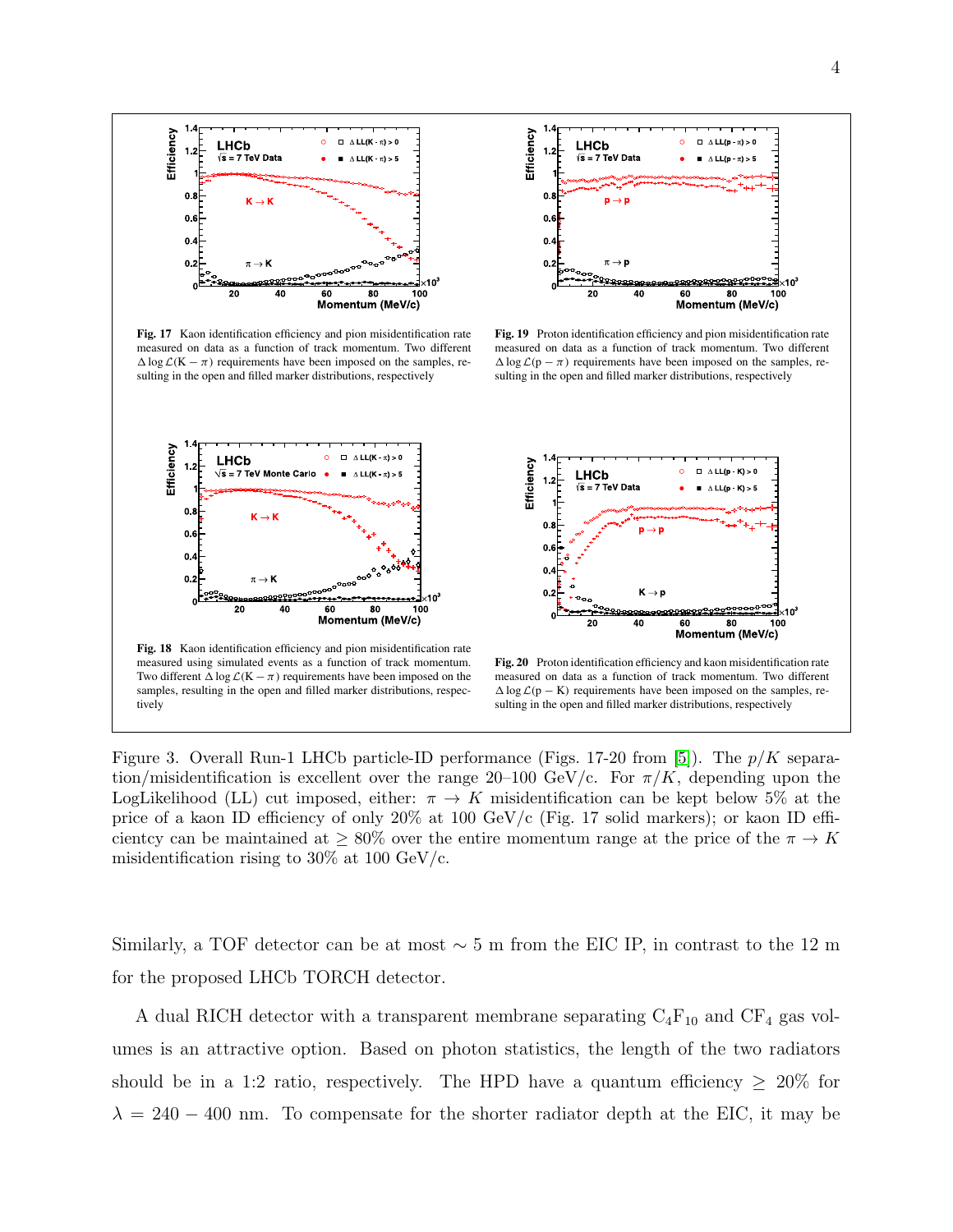Fig. 17 Kaon identification efficiency and pion misidentification rate measured on data as a function of track momentum. Two different $\Delta \log \mathcal{L}(\mathrm{K}-\pi)$ requirements have been imposed on the samples, resulting in the open and filled marker distributions, respectively

Fig. 19 Proton identification efficiency and pion misidentification rate measured on data as a function of track momentum. Two different $\Delta \log \mathcal{L}(\mathrm{p}-\pi)$ requirements have been imposed on the samples, resulting in the open and filled marker distributions, respectively

Fig. 18 Kaon identification efficiency and pion misidentification rate measured using simulated events as a function of track momentum. Two different $\Delta \log \mathcal{L}(\mathrm{K}-\pi)$ requirements have been imposed on the samples, resulting in the open and filled marker distributions, respectively

Fig. 20 Proton identification efficiency and kaon misidentification rate measured on data as a function of track momentum. Two different $\Delta \log \mathcal{L}(\mathrm{p}-\mathrm{K})$ requirements have been imposed on the samples, resulting in the open and filled marker distributions, respectively

Figure 3. Overall Run-1 LHCb particle-ID performance (Figs. 17-20 from [5]). The $p/K$ separation/misidentification is excellent over the range 20–100 GeV/c. For $\pi/K$, depending upon the LogLikelihood (LL) cut imposed, either: $\pi \to K$ misidentification can be kept below 5% at the price of a kaon ID efficiency of only 20% at 100 GeV/c (Fig. 17 solid markers); or kaon ID efficientcy can be maintained at $\geq 80\%$ over the entire momentum range at the price of the $\pi \to K$ misidentification rising to 30% at 100 GeV/c.

Similarly, a TOF detector can be at most $\sim 5$ m from the EIC IP, in contrast to the 12 m for the proposed LHCb TORCH detector.

A dual RICH detector with a transparent membrane separating $C_4F_{10}$ and $CF_4$ gas volumes is an attractive option. Based on photon statistics, the length of the two radiators should be in a 1:2 ratio, respectively. The HPD have a quantum efficiency $\geq 20\%$ for $\lambda = 240 - 400$ nm. To compensate for the shorter radiator depth at the EIC, it may be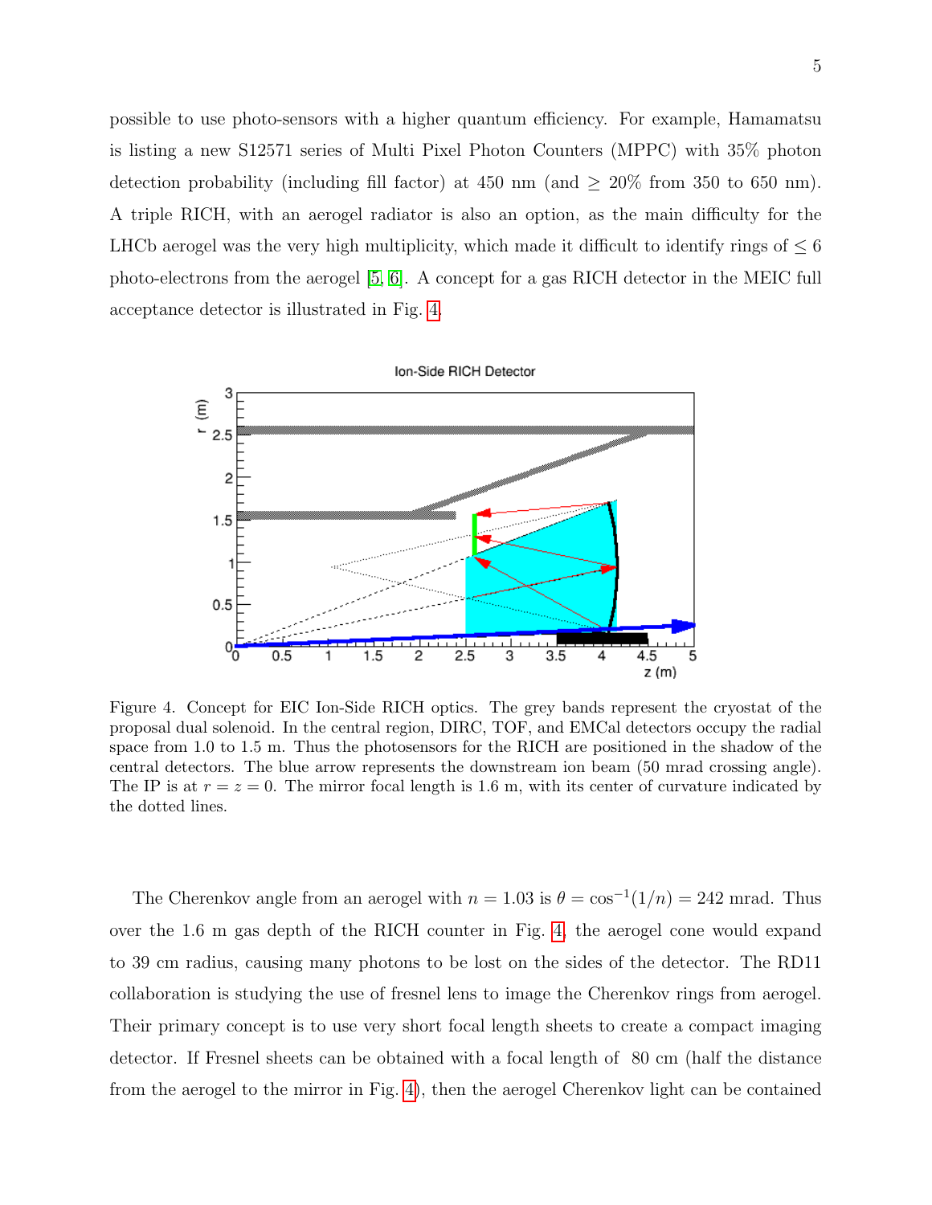possible to use photo-sensors with a higher quantum efficiency. For example, Hamamatsu is listing a new S12571 series of Multi Pixel Photon Counters (MPPC) with 35% photon detection probability (including fill factor) at 450 nm (and $\geq$ 20% from 350 to 650 nm). A triple RICH, with an aerogel radiator is also an option, as the main difficulty for the LHCb aerogel was the very high multiplicity, which made it difficult to identify rings of $\leq 6$ photo-electrons from the aerogel [5, 6]. A concept for a gas RICH detector in the MEIC full acceptance detector is illustrated in Fig. 4.

Figure 4. Concept for EIC Ion-Side RICH optics. The grey bands represent the cryostat of the proposal dual solenoid. In the central region, DIRC, TOF, and EMCal detectors occupy the radial space from 1.0 to 1.5 m. Thus the photosensors for the RICH are positioned in the shadow of the central detectors. The blue arrow represents the downstream ion beam (50 mrad crossing angle). The IP is at $r = z = 0$. The mirror focal length is 1.6 m, with its center of curvature indicated by the dotted lines.

The Cherenkov angle from an aerogel with $n = 1.03$ is $\theta = \cos^{-1}(1/n) = 242$ mrad. Thus over the 1.6 m gas depth of the RICH counter in Fig. 4, the aerogel cone would expand to 39 cm radius, causing many photons to be lost on the sides of the detector. The RD11 collaboration is studying the use of fresnel lens to image the Cherenkov rings from aerogel. Their primary concept is to use very short focal length sheets to create a compact imaging detector. If Fresnel sheets can be obtained with a focal length of 80 cm (half the distance from the aerogel to the mirror in Fig. 4), then the aerogel Cherenkov light can be contained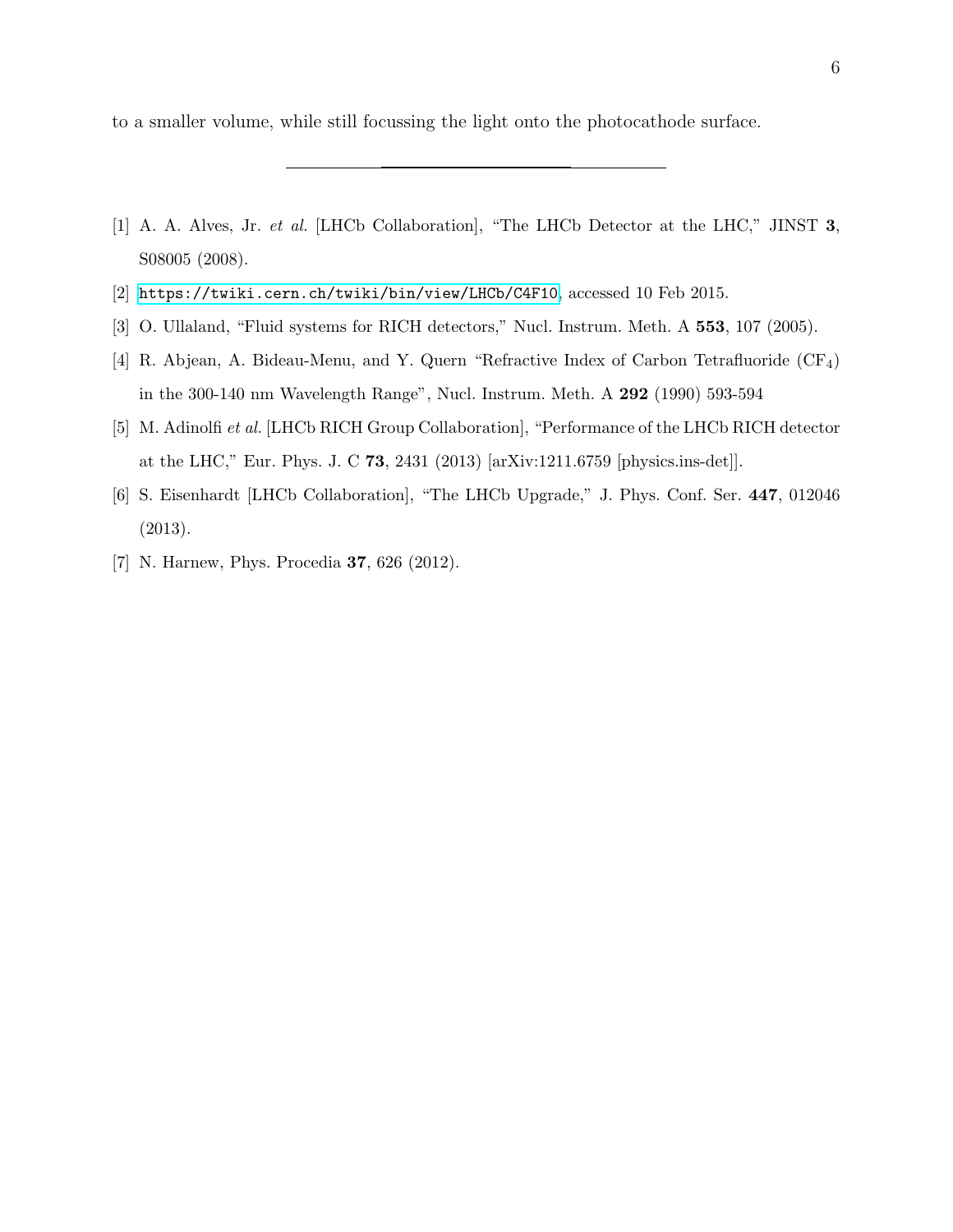to a smaller volume, while still focussing the light onto the photocathode surface.

---

[1] A. A. Alves, Jr. *et al.* [LHCb Collaboration], "The LHCb Detector at the LHC," JINST **3**, S08005 (2008).

[2] https://twiki.cern.ch/twiki/bin/view/LHCb/C4F10, accessed 10 Feb 2015.

[3] O. Ullaland, "Fluid systems for RICH detectors," Nucl. Instrum. Meth. A **553**, 107 (2005).

[4] R. Abjean, A. Bideau-Menu, and Y. Quern "Refractive Index of Carbon Tetrafluoride ($CF_4$) in the 300-140 nm Wavelength Range", Nucl. Instrum. Meth. A **292** (1990) 593-594

[5] M. Adinolfi *et al.* [LHCb RICH Group Collaboration], "Performance of the LHCb RICH detector at the LHC," Eur. Phys. J. C **73**, 2431 (2013) [arXiv:1211.6759 [physics.ins-det]].

[6] S. Eisenhardt [LHCb Collaboration], "The LHCb Upgrade," J. Phys. Conf. Ser. **447**, 012046 (2013).

[7] N. Harnew, Phys. Procedia **37**, 626 (2012).